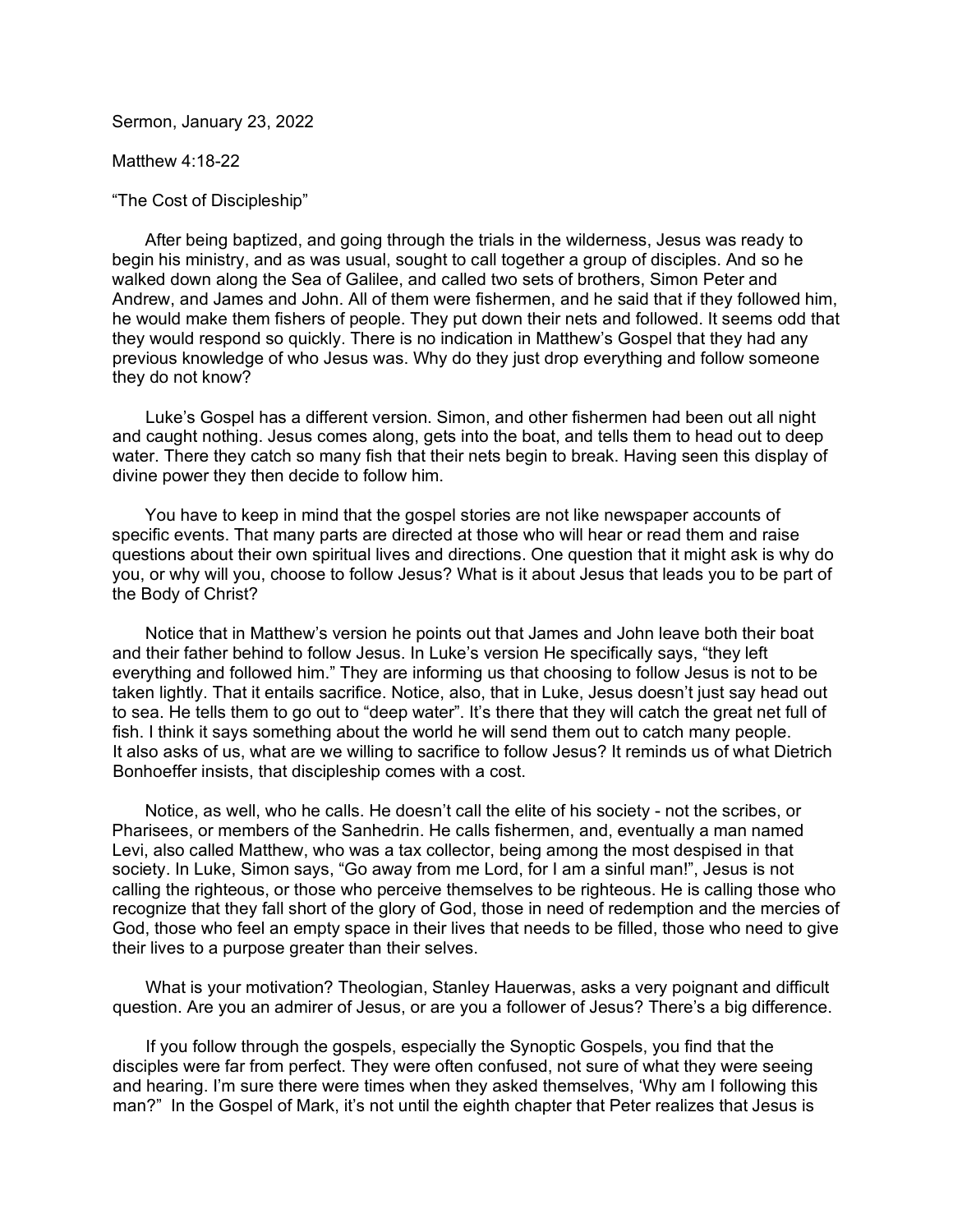Sermon, January 23, 2022

Matthew 4:18-22

"The Cost of Discipleship"

After being baptized, and going through the trials in the wilderness, Jesus was ready to begin his ministry, and as was usual, sought to call together a group of disciples. And so he walked down along the Sea of Galilee, and called two sets of brothers, Simon Peter and Andrew, and James and John. All of them were fishermen, and he said that if they followed him, he would make them fishers of people. They put down their nets and followed. It seems odd that they would respond so quickly. There is no indication in Matthew's Gospel that they had any previous knowledge of who Jesus was. Why do they just drop everything and follow someone they do not know?

Luke's Gospel has a different version. Simon, and other fishermen had been out all night and caught nothing. Jesus comes along, gets into the boat, and tells them to head out to deep water. There they catch so many fish that their nets begin to break. Having seen this display of divine power they then decide to follow him.

You have to keep in mind that the gospel stories are not like newspaper accounts of specific events. That many parts are directed at those who will hear or read them and raise questions about their own spiritual lives and directions. One question that it might ask is why do you, or why will you, choose to follow Jesus? What is it about Jesus that leads you to be part of the Body of Christ?

Notice that in Matthew's version he points out that James and John leave both their boat and their father behind to follow Jesus. In Luke's version He specifically says, "they left everything and followed him." They are informing us that choosing to follow Jesus is not to be taken lightly. That it entails sacrifice. Notice, also, that in Luke, Jesus doesn't just say head out to sea. He tells them to go out to "deep water". It's there that they will catch the great net full of fish. I think it says something about the world he will send them out to catch many people. It also asks of us, what are we willing to sacrifice to follow Jesus? It reminds us of what Dietrich Bonhoeffer insists, that discipleship comes with a cost.

Notice, as well, who he calls. He doesn't call the elite of his society - not the scribes, or Pharisees, or members of the Sanhedrin. He calls fishermen, and, eventually a man named Levi, also called Matthew, who was a tax collector, being among the most despised in that society. In Luke, Simon says, "Go away from me Lord, for I am a sinful man!", Jesus is not calling the righteous, or those who perceive themselves to be righteous. He is calling those who recognize that they fall short of the glory of God, those in need of redemption and the mercies of God, those who feel an empty space in their lives that needs to be filled, those who need to give their lives to a purpose greater than their selves.

What is your motivation? Theologian, Stanley Hauerwas, asks a very poignant and difficult question. Are you an admirer of Jesus, or are you a follower of Jesus? There's a big difference.

If you follow through the gospels, especially the Synoptic Gospels, you find that the disciples were far from perfect. They were often confused, not sure of what they were seeing and hearing. I'm sure there were times when they asked themselves, 'Why am I following this man?" In the Gospel of Mark, it's not until the eighth chapter that Peter realizes that Jesus is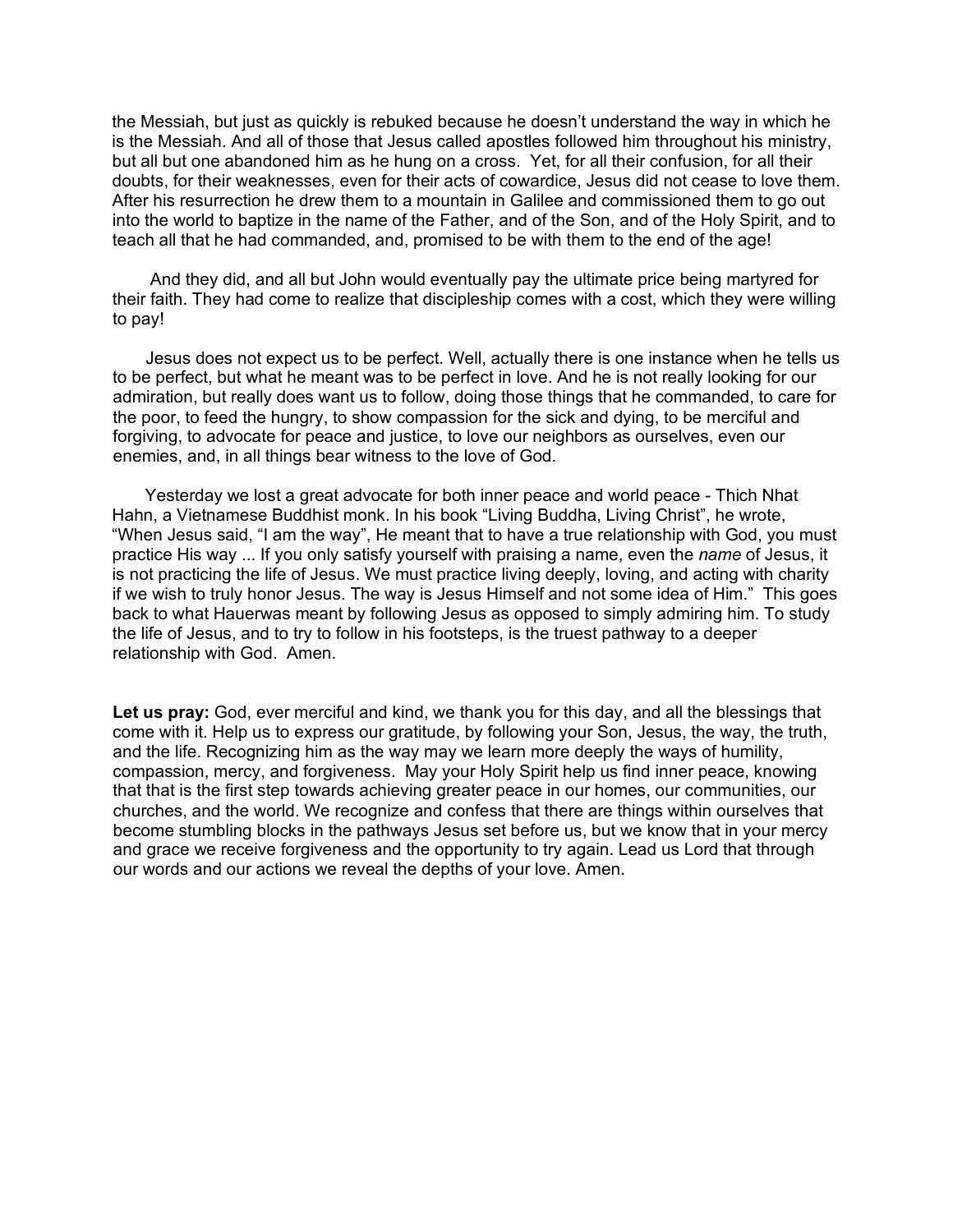the Messiah, but just as quickly is rebuked because he doesn't understand the way in which he is the Messiah. And all of those that Jesus called apostles followed him throughout his ministry, but all but one abandoned him as he hung on a cross. Yet, for all their confusion, for all their doubts, for their weaknesses, even for their acts of cowardice, Jesus did not cease to love them. After his resurrection he drew them to a mountain in Galilee and commissioned them to go out into the world to baptize in the name of the Father, and of the Son, and of the Holy Spirit, and to teach all that he had commanded, and, promised to be with them to the end of the age!

And they did, and all but John would eventually pay the ultimate price being martyred for their faith. They had come to realize that discipleship comes with a cost, which they were willing to pay!

Jesus does not expect us to be perfect. Well, actually there is one instance when he tells us to be perfect, but what he meant was to be perfect in love. And he is not really looking for our admiration, but really does want us to follow, doing those things that he commanded, to care for the poor, to feed the hungry, to show compassion for the sick and dying, to be merciful and forgiving, to advocate for peace and justice, to love our neighbors as ourselves, even our enemies, and, in all things bear witness to the love of God.

Yesterday we lost a great advocate for both inner peace and world peace - Thich Nhat Hahn, a Vietnamese Buddhist monk. In his book "Living Buddha, Living Christ", he wrote, "When Jesus said, "I am the way", He meant that to have a true relationship with God, you must practice His way ... If you only satisfy yourself with praising a name, even the *name* of Jesus, it is not practicing the life of Jesus. We must practice living deeply, loving, and acting with charity if we wish to truly honor Jesus. The way is Jesus Himself and not some idea of Him." This goes back to what Hauerwas meant by following Jesus as opposed to simply admiring him. To study the life of Jesus, and to try to follow in his footsteps, is the truest pathway to a deeper relationship with God. Amen.

**Let us pray:** God, ever merciful and kind, we thank you for this day, and all the blessings that come with it. Help us to express our gratitude, by following your Son, Jesus, the way, the truth, and the life. Recognizing him as the way may we learn more deeply the ways of humility, compassion, mercy, and forgiveness. May your Holy Spirit help us find inner peace, knowing that that is the first step towards achieving greater peace in our homes, our communities, our churches, and the world. We recognize and confess that there are things within ourselves that become stumbling blocks in the pathways Jesus set before us, but we know that in your mercy and grace we receive forgiveness and the opportunity to try again. Lead us Lord that through our words and our actions we reveal the depths of your love. Amen.